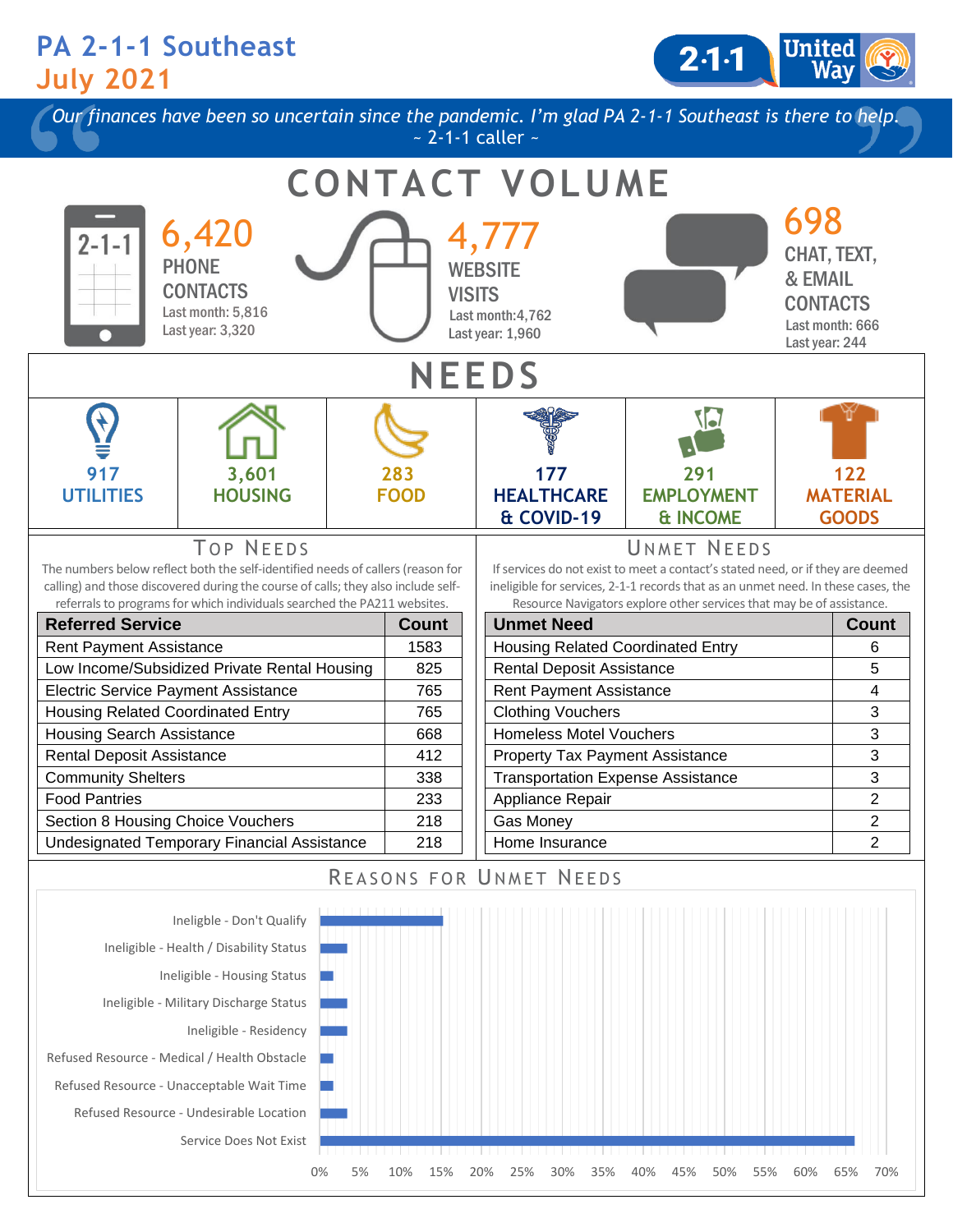# PA 2-1-1 Southeast

## July 2021

*"Our finances have been so uncertain since the pandemic. I'm glad PA 2-1-1 Southeast is there to help."*
~ 2-1-1 caller ~

## CONTACT VOLUME

**6,420**
PHONE CONTACTS
Last month: 5,816
Last year: 3,320

**4,777**
WEBSITE VISITS
Last month: 4,762
Last year: 1,960

**698**
CHAT, TEXT, & EMAIL CONTACTS
Last month: 666
Last year: 244

## NEEDS

| 917 UTILITIES | 3,601 HOUSING | 283 FOOD | 177 HEALTHCARE & COVID-19 | 291 EMPLOYMENT & INCOME | 122 MATERIAL GOODS |
|---|---|---|---|---|---|

### TOP NEEDS

The numbers below reflect both the self-identified needs of callers (reason for calling) and those discovered during the course of calls; they also include self-referrals to programs for which individuals searched the PA211 websites.

| Referred Service | Count |
|---|---|
| Rent Payment Assistance | 1583 |
| Low Income/Subsidized Private Rental Housing | 825 |
| Electric Service Payment Assistance | 765 |
| Housing Related Coordinated Entry | 765 |
| Housing Search Assistance | 668 |
| Rental Deposit Assistance | 412 |
| Community Shelters | 338 |
| Food Pantries | 233 |
| Section 8 Housing Choice Vouchers | 218 |
| Undesignated Temporary Financial Assistance | 218 |

### UNMET NEEDS

If services do not exist to meet a contact's stated need, or if they are deemed ineligible for services, 2-1-1 records that as an unmet need. In these cases, the Resource Navigators explore other services that may be of assistance.

| Unmet Need | Count |
|---|---|
| Housing Related Coordinated Entry | 6 |
| Rental Deposit Assistance | 5 |
| Rent Payment Assistance | 4 |
| Clothing Vouchers | 3 |
| Homeless Motel Vouchers | 3 |
| Property Tax Payment Assistance | 3 |
| Transportation Expense Assistance | 3 |
| Appliance Repair | 2 |
| Gas Money | 2 |
| Home Insurance | 2 |

### REASONS FOR UNMET NEEDS

| Reason | Approx. % |
|---|---|
| Ineligible - Don't Qualify | ~15% |
| Ineligible - Health / Disability Status | ~3% |
| Ineligible - Housing Status | ~2% |
| Ineligible - Military Discharge Status | ~3% |
| Ineligible - Residency | ~3% |
| Refused Resource - Medical / Health Obstacle | ~2% |
| Refused Resource - Unacceptable Wait Time | ~2% |
| Refused Resource - Undesirable Location | ~3% |
| Service Does Not Exist | ~66% |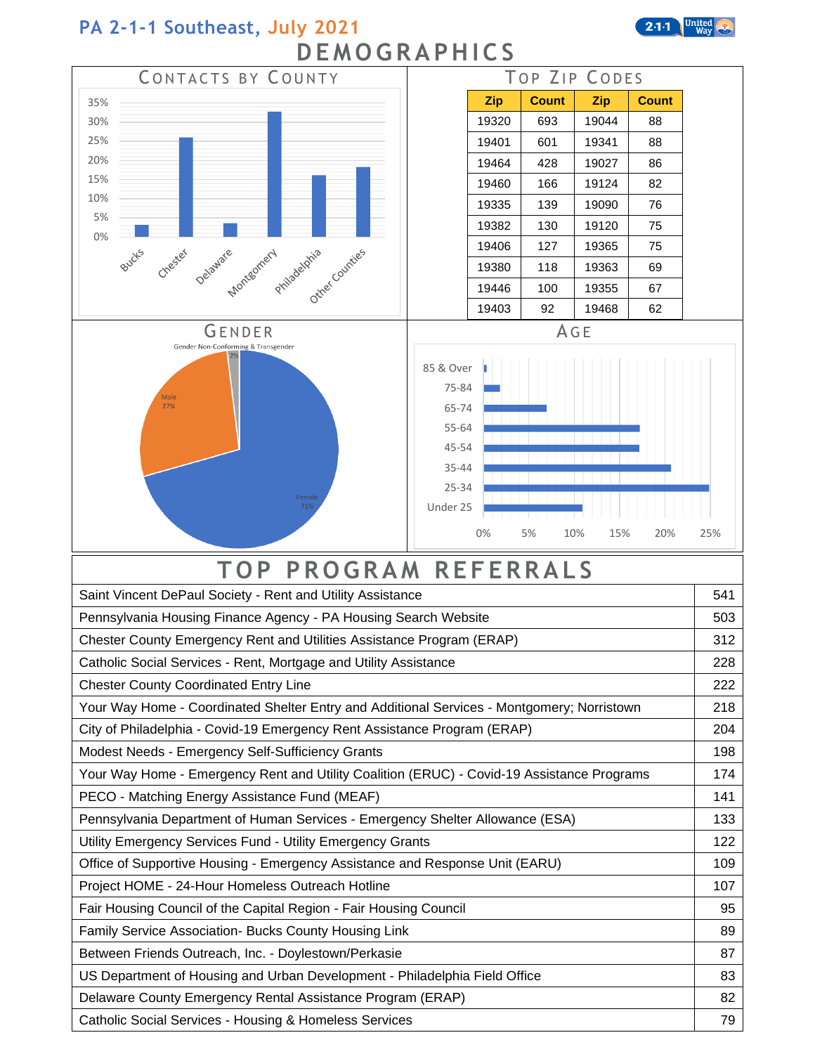PA 2-1-1 Southeast, July 2021

# DEMOGRAPHICS

## CONTACTS BY COUNTY

35%
30%
25%
20%
15%
10%
5%
0%

Bucks
Chester
Delaware
Montgomery
Philadelphia
Other Counties

## TOP ZIP CODES

| Zip | Count | Zip | Count |
|---|---|---|---|
| 19320 | 693 | 19044 | 88 |
| 19401 | 601 | 19341 | 88 |
| 19464 | 428 | 19027 | 86 |
| 19460 | 166 | 19124 | 82 |
| 19335 | 139 | 19090 | 76 |
| 19382 | 130 | 19120 | 75 |
| 19406 | 127 | 19365 | 75 |
| 19380 | 118 | 19363 | 69 |
| 19446 | 100 | 19355 | 67 |
| 19403 | 92 | 19468 | 62 |

## GENDER

Gender Non-Conforming & Transgender
2%

Male
27%

Female
71%

## AGE

85 & Over
75-84
65-74
55-64
45-54
35-44
25-34
Under 25

0%
5%
10%
15%
20%
25%

# TOP PROGRAM REFERRALS

| | |
|---|---|
| Saint Vincent DePaul Society - Rent and Utility Assistance | 541 |
| Pennsylvania Housing Finance Agency - PA Housing Search Website | 503 |
| Chester County Emergency Rent and Utilities Assistance Program (ERAP) | 312 |
| Catholic Social Services - Rent, Mortgage and Utility Assistance | 228 |
| Chester County Coordinated Entry Line | 222 |
| Your Way Home - Coordinated Shelter Entry and Additional Services - Montgomery; Norristown | 218 |
| City of Philadelphia - Covid-19 Emergency Rent Assistance Program (ERAP) | 204 |
| Modest Needs - Emergency Self-Sufficiency Grants | 198 |
| Your Way Home - Emergency Rent and Utility Coalition (ERUC) - Covid-19 Assistance Programs | 174 |
| PECO - Matching Energy Assistance Fund (MEAF) | 141 |
| Pennsylvania Department of Human Services - Emergency Shelter Allowance (ESA) | 133 |
| Utility Emergency Services Fund - Utility Emergency Grants | 122 |
| Office of Supportive Housing - Emergency Assistance and Response Unit (EARU) | 109 |
| Project HOME - 24-Hour Homeless Outreach Hotline | 107 |
| Fair Housing Council of the Capital Region - Fair Housing Council | 95 |
| Family Service Association- Bucks County Housing Link | 89 |
| Between Friends Outreach, Inc. - Doylestown/Perkasie | 87 |
| US Department of Housing and Urban Development - Philadelphia Field Office | 83 |
| Delaware County Emergency Rental Assistance Program (ERAP) | 82 |
| Catholic Social Services - Housing & Homeless Services | 79 |